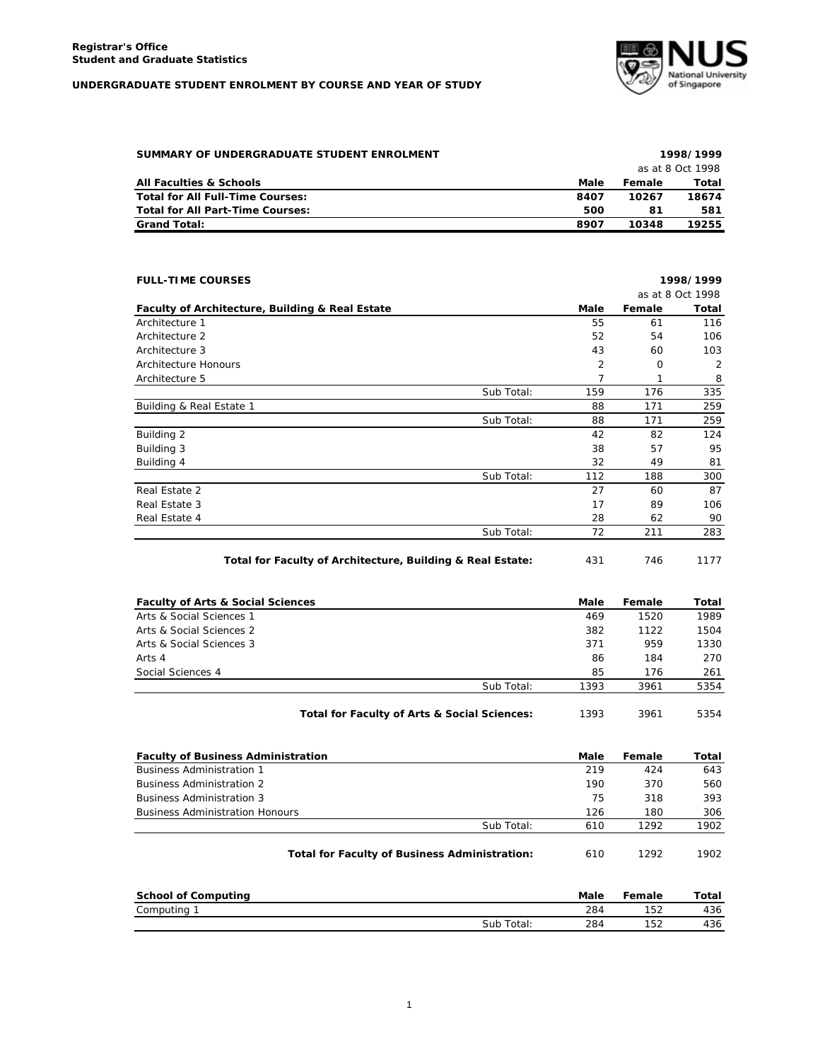**Registrar's Office**
**Student and Graduate Statistics**

**UNDERGRADUATE STUDENT ENROLMENT BY COURSE AND YEAR OF STUDY**

**SUMMARY OF UNDERGRADUATE STUDENT ENROLMENT** — **1998/1999** (as at 8 Oct 1998)

| All Faculties & Schools | Male | Female | Total |
|---|---|---|---|
| **Total for All Full-Time Courses:** | **8407** | **10267** | **18674** |
| **Total for All Part-Time Courses:** | **500** | **81** | **581** |
| **Grand Total:** | **8907** | **10348** | **19255** |

**FULL-TIME COURSES** — **1998/1999** (as at 8 Oct 1998)

| Faculty of Architecture, Building & Real Estate | | Male | Female | Total |
|---|---|---|---|---|
| Architecture 1 | | 55 | 61 | 116 |
| Architecture 2 | | 52 | 54 | 106 |
| Architecture 3 | | 43 | 60 | 103 |
| Architecture Honours | | 2 | 0 | 2 |
| Architecture 5 | | 7 | 1 | 8 |
| | Sub Total: | 159 | 176 | 335 |
| Building & Real Estate 1 | | 88 | 171 | 259 |
| | Sub Total: | 88 | 171 | 259 |
| Building 2 | | 42 | 82 | 124 |
| Building 3 | | 38 | 57 | 95 |
| Building 4 | | 32 | 49 | 81 |
| | Sub Total: | 112 | 188 | 300 |
| Real Estate 2 | | 27 | 60 | 87 |
| Real Estate 3 | | 17 | 89 | 106 |
| Real Estate 4 | | 28 | 62 | 90 |
| | Sub Total: | 72 | 211 | 283 |
| | **Total for Faculty of Architecture, Building & Real Estate:** | 431 | 746 | 1177 |

| Faculty of Arts & Social Sciences | | Male | Female | Total |
|---|---|---|---|---|
| Arts & Social Sciences 1 | | 469 | 1520 | 1989 |
| Arts & Social Sciences 2 | | 382 | 1122 | 1504 |
| Arts & Social Sciences 3 | | 371 | 959 | 1330 |
| Arts 4 | | 86 | 184 | 270 |
| Social Sciences 4 | | 85 | 176 | 261 |
| | Sub Total: | 1393 | 3961 | 5354 |
| | **Total for Faculty of Arts & Social Sciences:** | 1393 | 3961 | 5354 |

| Faculty of Business Administration | | Male | Female | Total |
|---|---|---|---|---|
| Business Administration 1 | | 219 | 424 | 643 |
| Business Administration 2 | | 190 | 370 | 560 |
| Business Administration 3 | | 75 | 318 | 393 |
| Business Administration Honours | | 126 | 180 | 306 |
| | Sub Total: | 610 | 1292 | 1902 |
| | **Total for Faculty of Business Administration:** | 610 | 1292 | 1902 |

| School of Computing | | Male | Female | Total |
|---|---|---|---|---|
| Computing 1 | | 284 | 152 | 436 |
| | Sub Total: | 284 | 152 | 436 |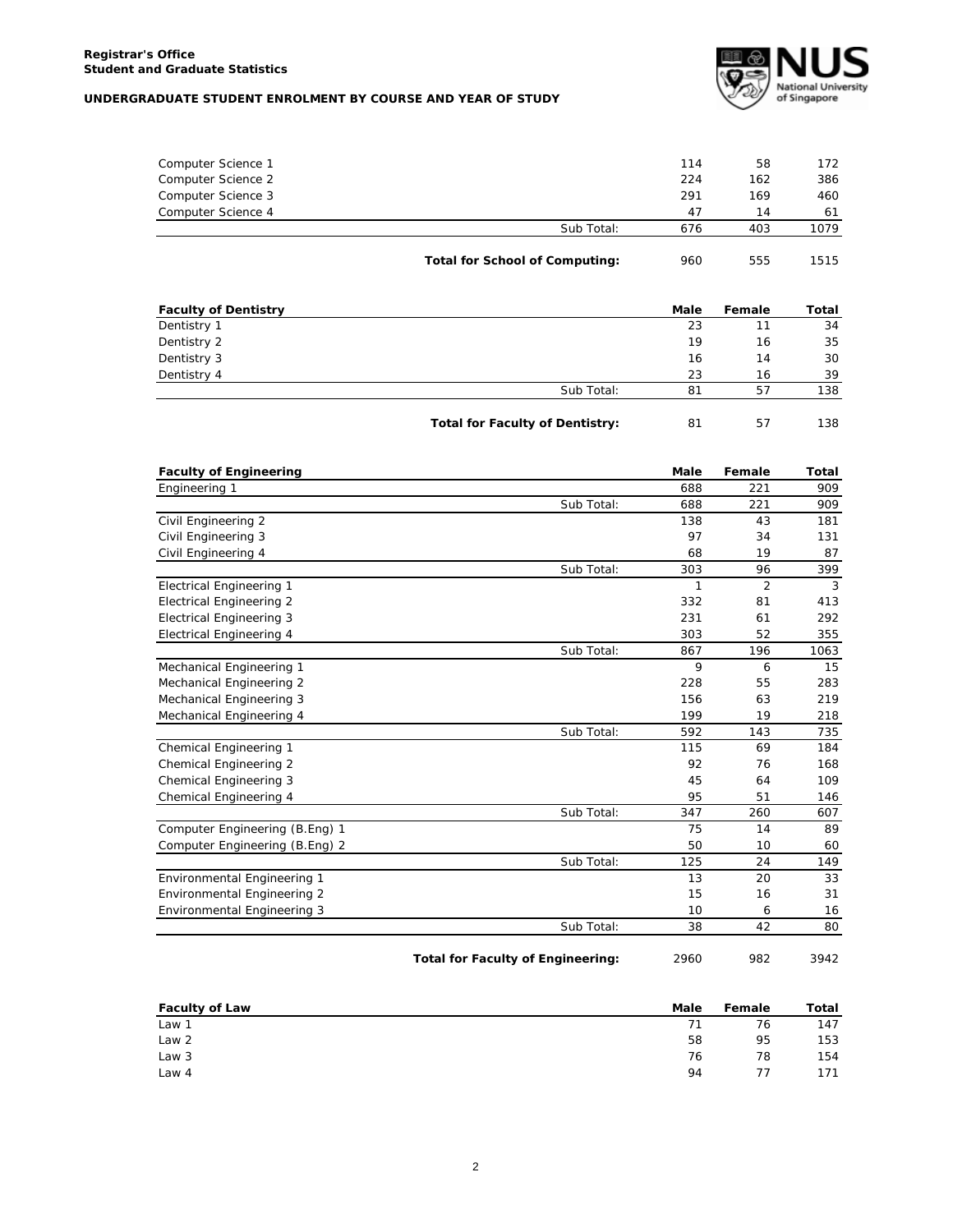**Registrar's Office**
**Student and Graduate Statistics**

**UNDERGRADUATE STUDENT ENROLMENT BY COURSE AND YEAR OF STUDY**

| | | Male | Female | Total |
|---|---|---|---|---|
| Computer Science 1 | | 114 | 58 | 172 |
| Computer Science 2 | | 224 | 162 | 386 |
| Computer Science 3 | | 291 | 169 | 460 |
| Computer Science 4 | | 47 | 14 | 61 |
| | Sub Total: | 676 | 403 | 1079 |
| | **Total for School of Computing:** | 960 | 555 | 1515 |

| **Faculty of Dentistry** | | **Male** | **Female** | **Total** |
|---|---|---|---|---|
| Dentistry 1 | | 23 | 11 | 34 |
| Dentistry 2 | | 19 | 16 | 35 |
| Dentistry 3 | | 16 | 14 | 30 |
| Dentistry 4 | | 23 | 16 | 39 |
| | Sub Total: | 81 | 57 | 138 |
| | **Total for Faculty of Dentistry:** | 81 | 57 | 138 |

| **Faculty of Engineering** | | **Male** | **Female** | **Total** |
|---|---|---|---|---|
| Engineering 1 | | 688 | 221 | 909 |
| | Sub Total: | 688 | 221 | 909 |
| Civil Engineering 2 | | 138 | 43 | 181 |
| Civil Engineering 3 | | 97 | 34 | 131 |
| Civil Engineering 4 | | 68 | 19 | 87 |
| | Sub Total: | 303 | 96 | 399 |
| Electrical Engineering 1 | | 1 | 2 | 3 |
| Electrical Engineering 2 | | 332 | 81 | 413 |
| Electrical Engineering 3 | | 231 | 61 | 292 |
| Electrical Engineering 4 | | 303 | 52 | 355 |
| | Sub Total: | 867 | 196 | 1063 |
| Mechanical Engineering 1 | | 9 | 6 | 15 |
| Mechanical Engineering 2 | | 228 | 55 | 283 |
| Mechanical Engineering 3 | | 156 | 63 | 219 |
| Mechanical Engineering 4 | | 199 | 19 | 218 |
| | Sub Total: | 592 | 143 | 735 |
| Chemical Engineering 1 | | 115 | 69 | 184 |
| Chemical Engineering 2 | | 92 | 76 | 168 |
| Chemical Engineering 3 | | 45 | 64 | 109 |
| Chemical Engineering 4 | | 95 | 51 | 146 |
| | Sub Total: | 347 | 260 | 607 |
| Computer Engineering (B.Eng) 1 | | 75 | 14 | 89 |
| Computer Engineering (B.Eng) 2 | | 50 | 10 | 60 |
| | Sub Total: | 125 | 24 | 149 |
| Environmental Engineering 1 | | 13 | 20 | 33 |
| Environmental Engineering 2 | | 15 | 16 | 31 |
| Environmental Engineering 3 | | 10 | 6 | 16 |
| | Sub Total: | 38 | 42 | 80 |
| | **Total for Faculty of Engineering:** | 2960 | 982 | 3942 |

| **Faculty of Law** | | **Male** | **Female** | **Total** |
|---|---|---|---|---|
| Law 1 | | 71 | 76 | 147 |
| Law 2 | | 58 | 95 | 153 |
| Law 3 | | 76 | 78 | 154 |
| Law 4 | | 94 | 77 | 171 |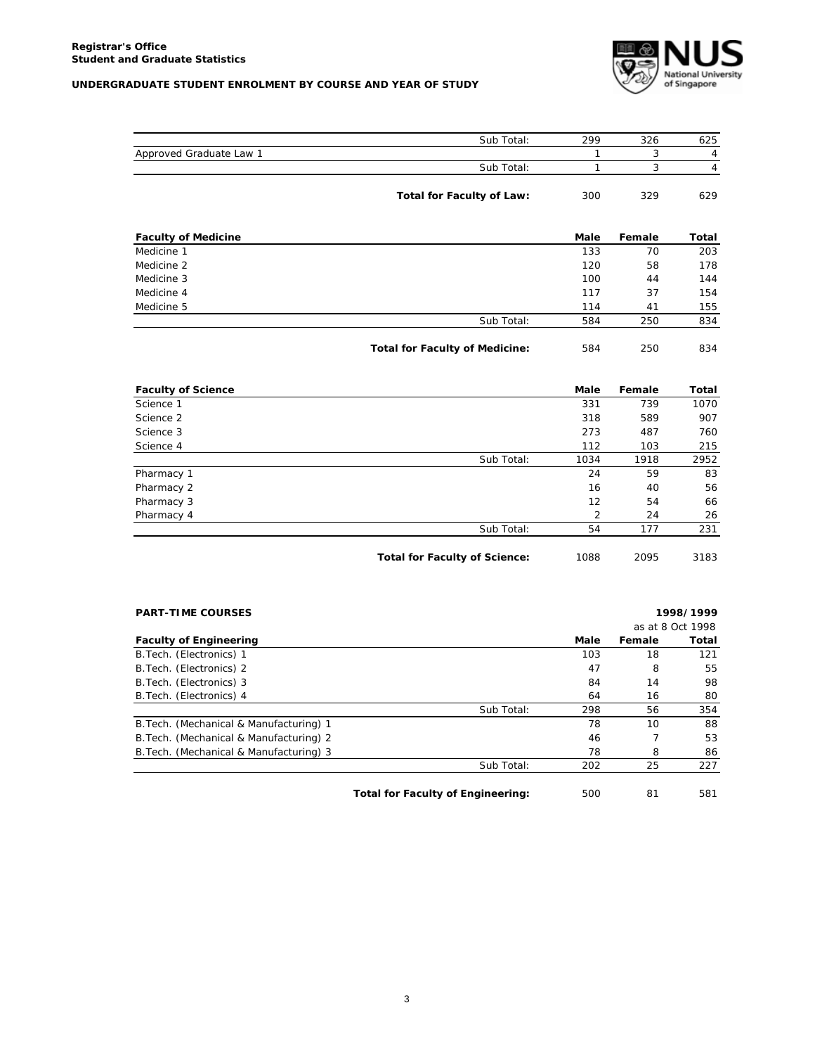| | | Male | Female | Total |
|---|---|---|---|---|
| | Sub Total: | 299 | 326 | 625 |
| Approved Graduate Law 1 | | 1 | 3 | 4 |
| | Sub Total: | 1 | 3 | 4 |
| | **Total for Faculty of Law:** | 300 | 329 | 629 |

| **Faculty of Medicine** | | **Male** | **Female** | **Total** |
|---|---|---|---|---|
| Medicine 1 | | 133 | 70 | 203 |
| Medicine 2 | | 120 | 58 | 178 |
| Medicine 3 | | 100 | 44 | 144 |
| Medicine 4 | | 117 | 37 | 154 |
| Medicine 5 | | 114 | 41 | 155 |
| | Sub Total: | 584 | 250 | 834 |
| | **Total for Faculty of Medicine:** | 584 | 250 | 834 |

| **Faculty of Science** | | **Male** | **Female** | **Total** |
|---|---|---|---|---|
| Science 1 | | 331 | 739 | 1070 |
| Science 2 | | 318 | 589 | 907 |
| Science 3 | | 273 | 487 | 760 |
| Science 4 | | 112 | 103 | 215 |
| | Sub Total: | 1034 | 1918 | 2952 |
| Pharmacy 1 | | 24 | 59 | 83 |
| Pharmacy 2 | | 16 | 40 | 56 |
| Pharmacy 3 | | 12 | 54 | 66 |
| Pharmacy 4 | | 2 | 24 | 26 |
| | Sub Total: | 54 | 177 | 231 |
| | **Total for Faculty of Science:** | 1088 | 2095 | 3183 |

**PART-TIME COURSES**

**1998/1999**
as at 8 Oct 1998

| **Faculty of Engineering** | | **Male** | **Female** | **Total** |
|---|---|---|---|---|
| B.Tech. (Electronics) 1 | | 103 | 18 | 121 |
| B.Tech. (Electronics) 2 | | 47 | 8 | 55 |
| B.Tech. (Electronics) 3 | | 84 | 14 | 98 |
| B.Tech. (Electronics) 4 | | 64 | 16 | 80 |
| | Sub Total: | 298 | 56 | 354 |
| B.Tech. (Mechanical & Manufacturing) 1 | | 78 | 10 | 88 |
| B.Tech. (Mechanical & Manufacturing) 2 | | 46 | 7 | 53 |
| B.Tech. (Mechanical & Manufacturing) 3 | | 78 | 8 | 86 |
| | Sub Total: | 202 | 25 | 227 |
| | **Total for Faculty of Engineering:** | 500 | 81 | 581 |